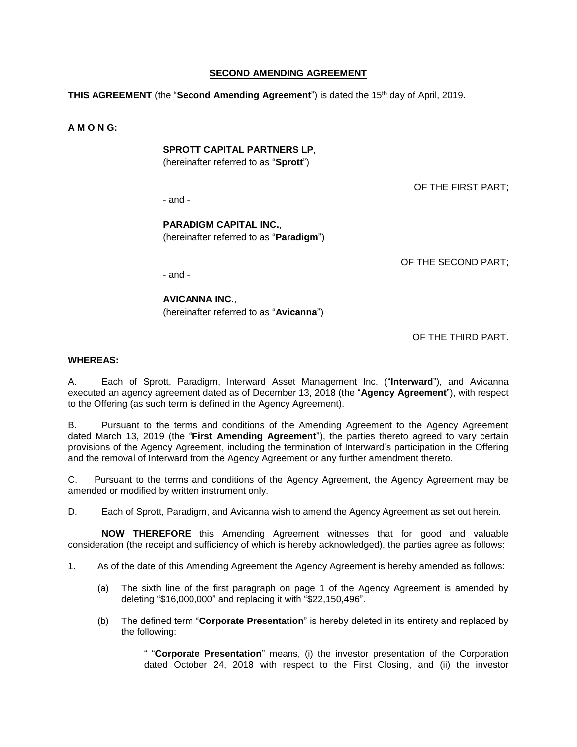## SECOND AMENDING AGREEMENT

**THIS AGREEMENT** (the "**Second Amending Agreement**") is dated the 15th day of April, 2019.

**A M O N G:**

**SPROTT CAPITAL PARTNERS LP**,
(hereinafter referred to as "**Sprott**")

OF THE FIRST PART;

- and -

**PARADIGM CAPITAL INC.**,
(hereinafter referred to as "**Paradigm**")

OF THE SECOND PART;

- and -

**AVICANNA INC.**,
(hereinafter referred to as "**Avicanna**")

OF THE THIRD PART.

**WHEREAS:**

A. Each of Sprott, Paradigm, Interward Asset Management Inc. ("**Interward**"), and Avicanna executed an agency agreement dated as of December 13, 2018 (the "**Agency Agreement**"), with respect to the Offering (as such term is defined in the Agency Agreement).

B. Pursuant to the terms and conditions of the Amending Agreement to the Agency Agreement dated March 13, 2019 (the "**First Amending Agreement**"), the parties thereto agreed to vary certain provisions of the Agency Agreement, including the termination of Interward's participation in the Offering and the removal of Interward from the Agency Agreement or any further amendment thereto.

C. Pursuant to the terms and conditions of the Agency Agreement, the Agency Agreement may be amended or modified by written instrument only.

D. Each of Sprott, Paradigm, and Avicanna wish to amend the Agency Agreement as set out herein.

**NOW THEREFORE** this Amending Agreement witnesses that for good and valuable consideration (the receipt and sufficiency of which is hereby acknowledged), the parties agree as follows:

1. As of the date of this Amending Agreement the Agency Agreement is hereby amended as follows:

    (a) The sixth line of the first paragraph on page 1 of the Agency Agreement is amended by deleting "$16,000,000" and replacing it with "$22,150,496".

    (b) The defined term "**Corporate Presentation**" is hereby deleted in its entirety and replaced by the following:

        " "**Corporate Presentation**" means, (i) the investor presentation of the Corporation dated October 24, 2018 with respect to the First Closing, and (ii) the investor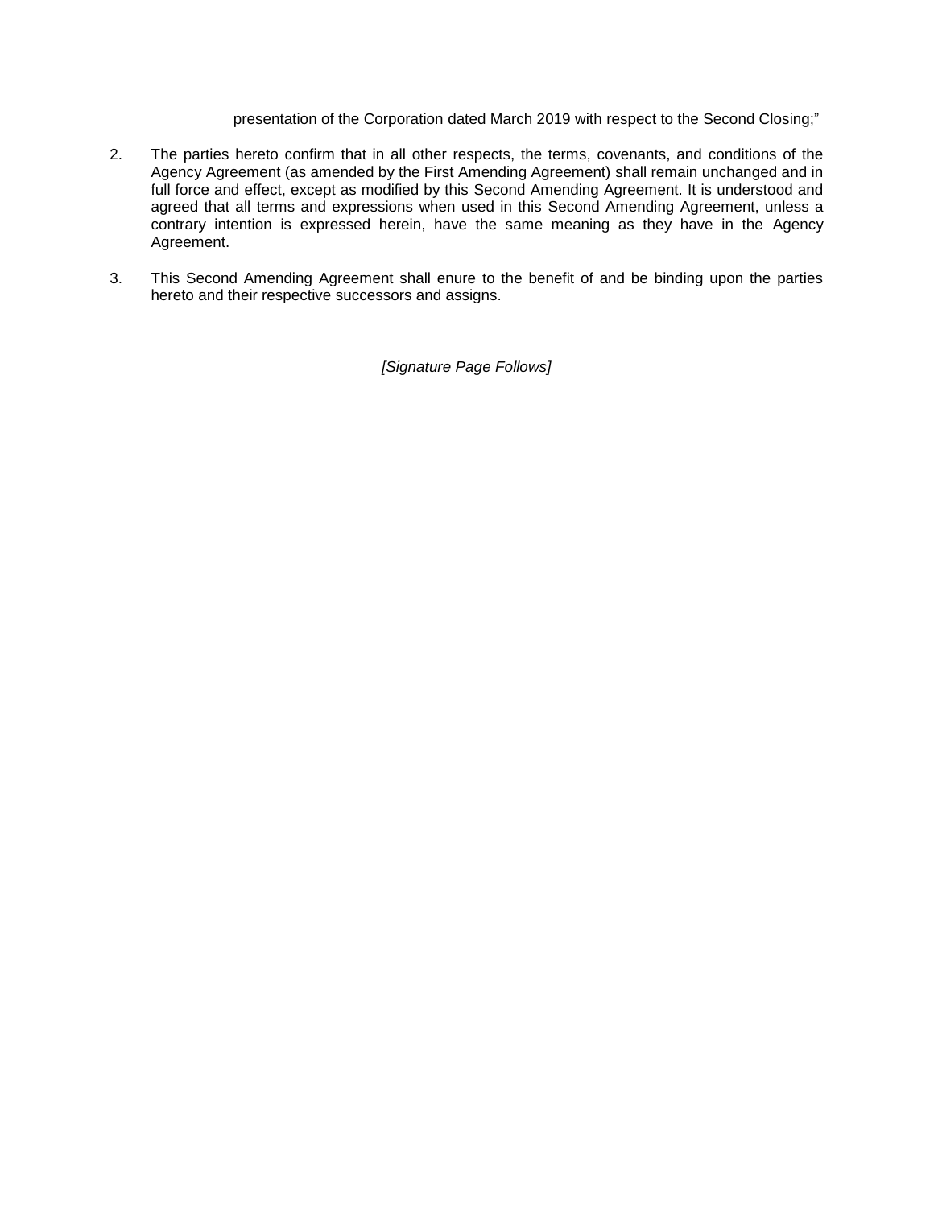presentation of the Corporation dated March 2019 with respect to the Second Closing;"

2. The parties hereto confirm that in all other respects, the terms, covenants, and conditions of the Agency Agreement (as amended by the First Amending Agreement) shall remain unchanged and in full force and effect, except as modified by this Second Amending Agreement. It is understood and agreed that all terms and expressions when used in this Second Amending Agreement, unless a contrary intention is expressed herein, have the same meaning as they have in the Agency Agreement.

3. This Second Amending Agreement shall enure to the benefit of and be binding upon the parties hereto and their respective successors and assigns.

*[Signature Page Follows]*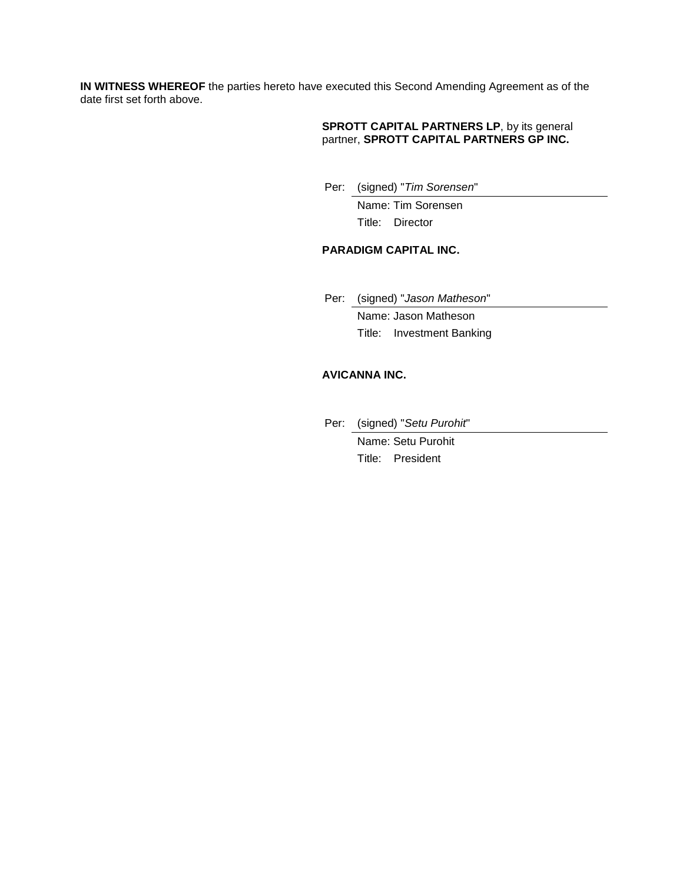**IN WITNESS WHEREOF** the parties hereto have executed this Second Amending Agreement as of the date first set forth above.

**SPROTT CAPITAL PARTNERS LP**, by its general partner, **SPROTT CAPITAL PARTNERS GP INC.**

Per: (signed) "*Tim Sorensen*"

Name: Tim Sorensen

Title: Director

**PARADIGM CAPITAL INC.**

Per: (signed) "*Jason Matheson*"

Name: Jason Matheson

Title: Investment Banking

**AVICANNA INC.**

Per: (signed) "*Setu Purohit*"

Name: Setu Purohit

Title: President